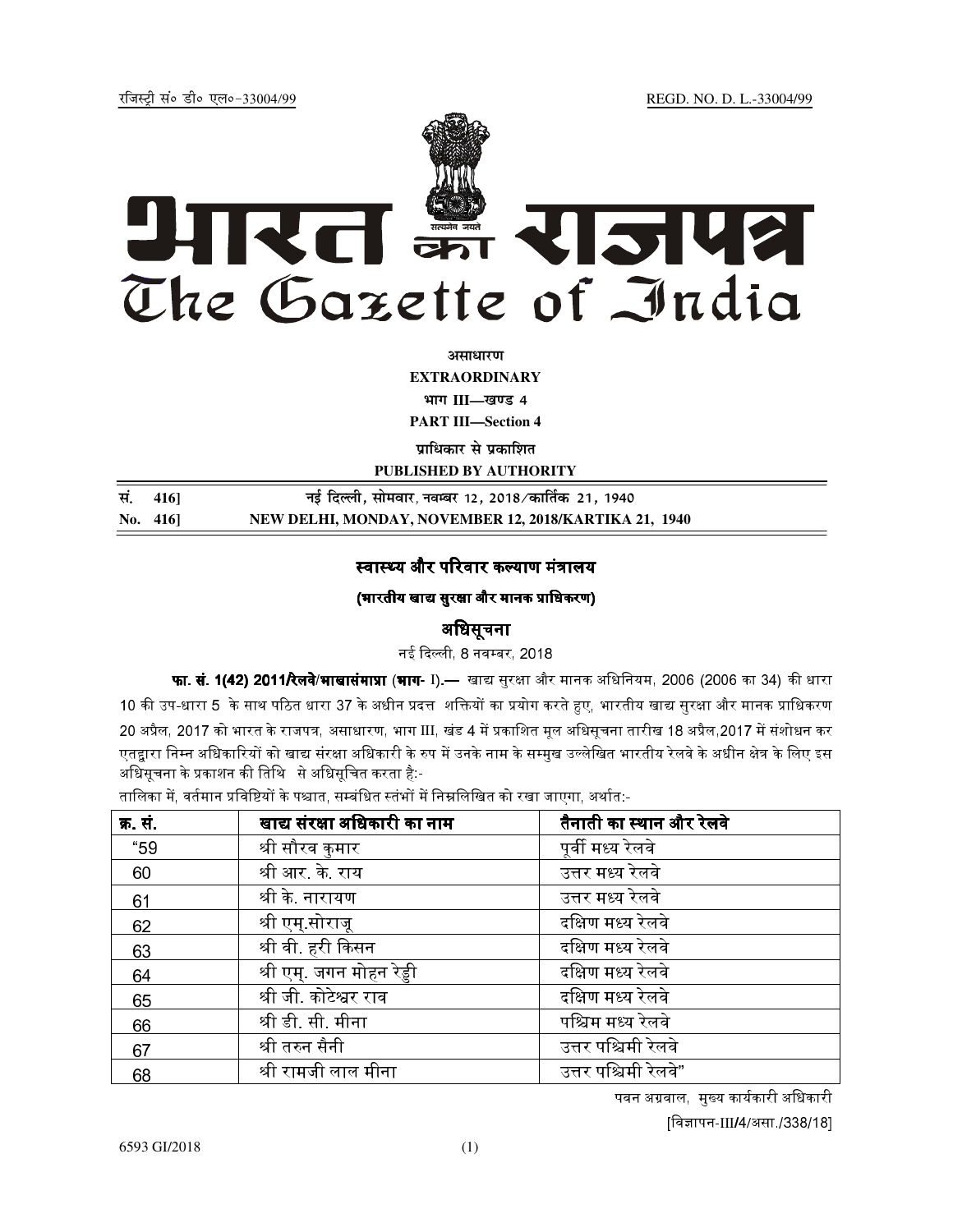रजिस्ट्री सं० डी० एल०-33004/99 REGD. NO. D. L.-33004/99

# भारत का राजपत्र
# The Gazette of India

**असाधारण**

**EXTRAORDINARY**

**भाग III—खण्ड 4**

**PART III—Section 4**

**प्राधिकार से प्रकाशित**

**PUBLISHED BY AUTHORITY**

| | |
|---|---|
| **सं. 416]** | **नई दिल्ली, सोमवार, नवम्बर 12, 2018/कार्तिक 21, 1940** |
| **No. 416]** | **NEW DELHI, MONDAY, NOVEMBER 12, 2018/KARTIKA 21, 1940** |

## स्वास्थ्य और परिवार कल्याण मंत्रालय

### (भारतीय खाद्य सुरक्षा और मानक प्राधिकरण)

## अधिसूचना

नई दिल्ली, 8 नवम्बर, 2018

**फा. सं. 1(42) 2011/रेलवे/भाखासंमाप्रा (भाग- I).—** खाद्य सुरक्षा और मानक अधिनियम, 2006 (2006 का 34) की धारा 10 की उप-धारा 5 के साथ पठित धारा 37 के अधीन प्रदत्त शक्तियों का प्रयोग करते हुए, भारतीय खाद्य सुरक्षा और मानक प्राधिकरण 20 अप्रैल, 2017 को भारत के राजपत्र, असाधारण, भाग III, खंड 4 में प्रकाशित मूल अधिसूचना तारीख 18 अप्रैल,2017 में संशोधन कर एतद्वारा निम्न अधिकारियों को खाद्य संरक्षा अधिकारी के रुप में उनके नाम के सम्मुख उल्लेखित भारतीय रेलवे के अधीन क्षेत्र के लिए इस अधिसूचना के प्रकाशन की तिथि से अधिसूचित करता है:-

तालिका में, वर्तमान प्रविष्टियों के पश्चात, सम्बंधित स्तंभों में निम्नलिखित को रखा जाएगा, अर्थात:-

| क्र. सं. | खाद्य संरक्षा अधिकारी का नाम | तैनाती का स्थान और रेलवे |
|---|---|---|
| "59 | श्री सौरव कुमार | पूर्वी मध्य रेलवे |
| 60 | श्री आर. के. राय | उत्तर मध्य रेलवे |
| 61 | श्री के. नारायण | उत्तर मध्य रेलवे |
| 62 | श्री एम्.सोराजू | दक्षिण मध्य रेलवे |
| 63 | श्री वी. हरी किसन | दक्षिण मध्य रेलवे |
| 64 | श्री एम्. जगन मोहन रेड्डी | दक्षिण मध्य रेलवे |
| 65 | श्री जी. कोटेश्वर राव | दक्षिण मध्य रेलवे |
| 66 | श्री डी. सी. मीना | पश्चिम मध्य रेलवे |
| 67 | श्री तरुन सैनी | उत्तर पश्चिमी रेलवे |
| 68 | श्री रामजी लाल मीना | उत्तर पश्चिमी रेलवे" |

पवन अग्रवाल, मुख्य कार्यकारी अधिकारी

[विज्ञापन-III/4/असा./338/18]

6593 GI/2018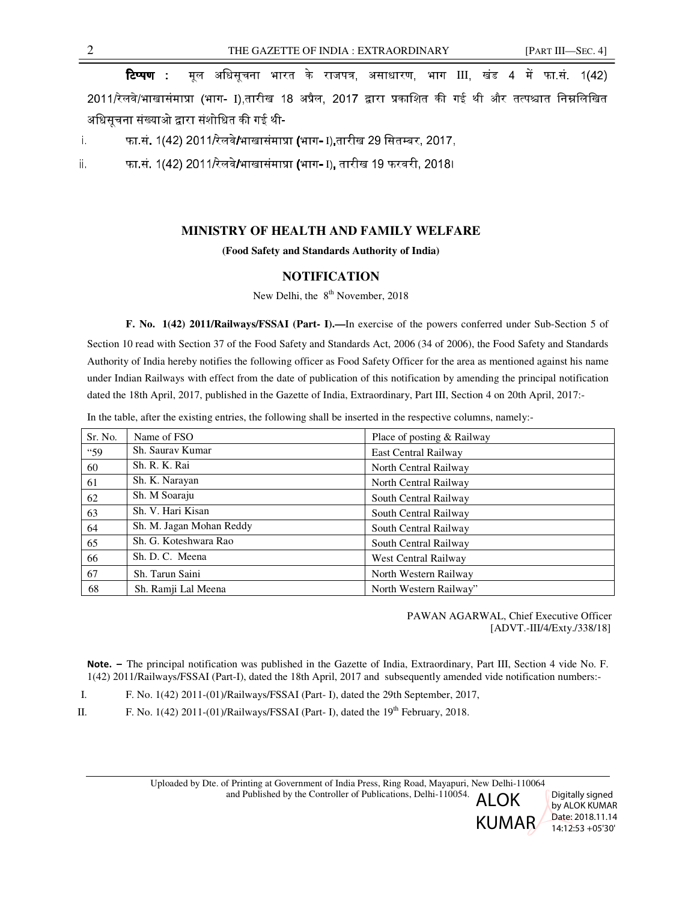**टिप्पण :** मूल अधिसूचना भारत के राजपत्र, असाधारण, भाग III, खंड 4 में फा.सं. 1(42) 2011/रेलवे/भाखासंमाप्रा (भाग- I),तारीख 18 अप्रैल, 2017 द्वारा प्रकाशित की गई थी और तत्पश्चात निम्नलिखित अधिसूचना संख्याओ द्वारा संशोधित की गई थी-

i. फा.सं. 1(42) 2011/रेलवे/भाखासंमाप्रा (भाग- I),तारीख 29 सितम्बर, 2017,

ii. फा.सं. 1(42) 2011/रेलवे/भाखासंमाप्रा (भाग- I), तारीख 19 फरवरी, 2018।

## MINISTRY OF HEALTH AND FAMILY WELFARE

**(Food Safety and Standards Authority of India)**

## NOTIFICATION

New Delhi, the 8th November, 2018

**F. No. 1(42) 2011/Railways/FSSAI (Part- I).—**In exercise of the powers conferred under Sub-Section 5 of Section 10 read with Section 37 of the Food Safety and Standards Act, 2006 (34 of 2006), the Food Safety and Standards Authority of India hereby notifies the following officer as Food Safety Officer for the area as mentioned against his name under Indian Railways with effect from the date of publication of this notification by amending the principal notification dated the 18th April, 2017, published in the Gazette of India, Extraordinary, Part III, Section 4 on 20th April, 2017:-

In the table, after the existing entries, the following shall be inserted in the respective columns, namely:-

| Sr. No. | Name of FSO | Place of posting & Railway |
|---|---|---|
| "59 | Sh. Saurav Kumar | East Central Railway |
| 60 | Sh. R. K. Rai | North Central Railway |
| 61 | Sh. K. Narayan | North Central Railway |
| 62 | Sh. M Soaraju | South Central Railway |
| 63 | Sh. V. Hari Kisan | South Central Railway |
| 64 | Sh. M. Jagan Mohan Reddy | South Central Railway |
| 65 | Sh. G. Koteshwara Rao | South Central Railway |
| 66 | Sh. D. C. Meena | West Central Railway |
| 67 | Sh. Tarun Saini | North Western Railway |
| 68 | Sh. Ramji Lal Meena | North Western Railway" |

PAWAN AGARWAL, Chief Executive Officer
[ADVT.-III/4/Exty./338/18]

**Note. –** The principal notification was published in the Gazette of India, Extraordinary, Part III, Section 4 vide No. F. 1(42) 2011/Railways/FSSAI (Part-I), dated the 18th April, 2017 and subsequently amended vide notification numbers:-

I. F. No. 1(42) 2011-(01)/Railways/FSSAI (Part- I), dated the 29th September, 2017,

II. F. No. 1(42) 2011-(01)/Railways/FSSAI (Part- I), dated the 19th February, 2018.

Uploaded by Dte. of Printing at Government of India Press, Ring Road, Mayapuri, New Delhi-110064 and Published by the Controller of Publications, Delhi-110054.

ALOK KUMAR
Digitally signed by ALOK KUMAR
Date: 2018.11.14 14:12:53 +05'30'